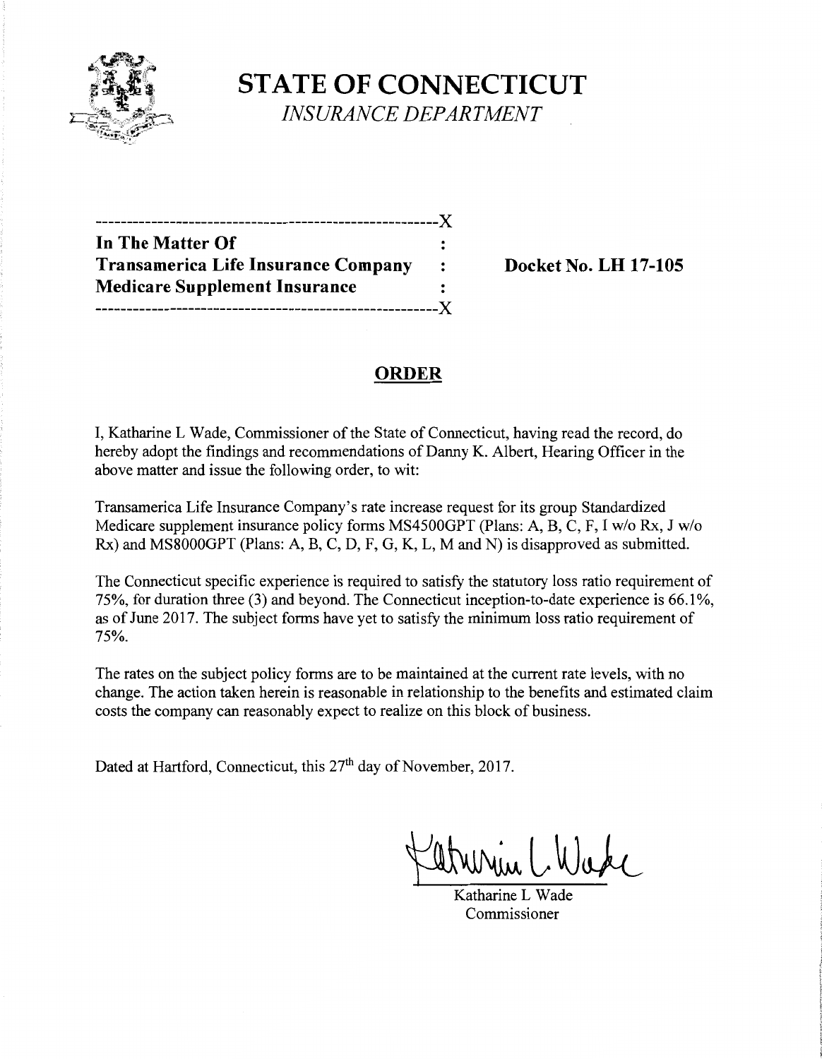# STATE OF CONNECTICUT

*INSURANCE DEPARTMENT*

-------------------------------------------------------X

**In The Matter Of** :
**Transamerica Life Insurance Company** : **Docket No. LH 17-105**
**Medicare Supplement Insurance** :

-------------------------------------------------------X

## ORDER

I, Katharine L Wade, Commissioner of the State of Connecticut, having read the record, do hereby adopt the findings and recommendations of Danny K. Albert, Hearing Officer in the above matter and issue the following order, to wit:

Transamerica Life Insurance Company's rate increase request for its group Standardized Medicare supplement insurance policy forms MS4500GPT (Plans: A, B, C, F, I w/o Rx, J w/o Rx) and MS8000GPT (Plans: A, B, C, D, F, G, K, L, M and N) is disapproved as submitted.

The Connecticut specific experience is required to satisfy the statutory loss ratio requirement of 75%, for duration three (3) and beyond. The Connecticut inception-to-date experience is 66.1%, as of June 2017. The subject forms have yet to satisfy the minimum loss ratio requirement of 75%.

The rates on the subject policy forms are to be maintained at the current rate levels, with no change. The action taken herein is reasonable in relationship to the benefits and estimated claim costs the company can reasonably expect to realize on this block of business.

Dated at Hartford, Connecticut, this 27th day of November, 2017.

Katharine L Wade
Commissioner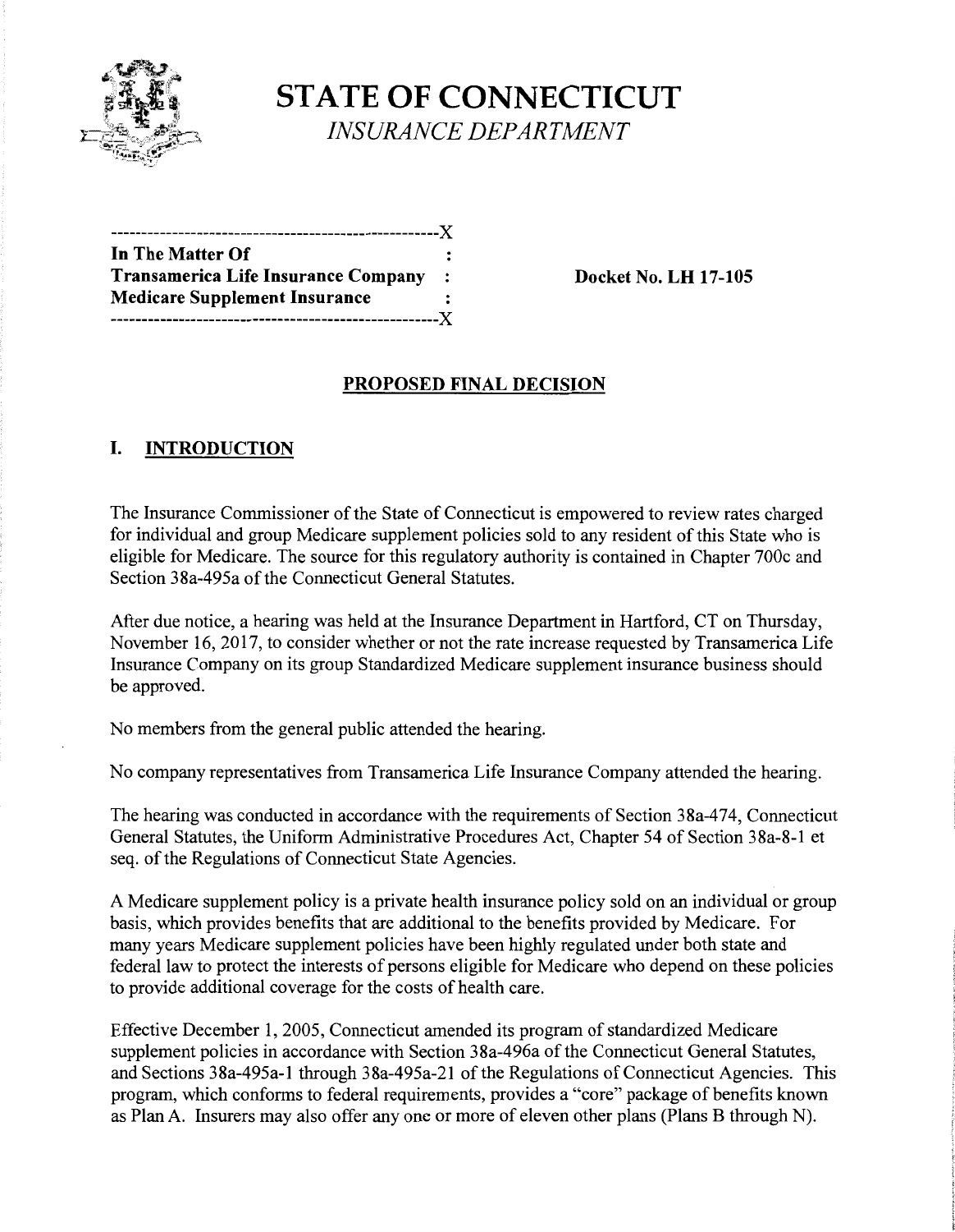# STATE OF CONNECTICUT

*INSURANCE DEPARTMENT*

```
----------------------------------------------------X
In The Matter Of                                   :
Transamerica Life Insurance Company                :
Medicare Supplement Insurance                      :
----------------------------------------------------X
```

**In The Matter Of**
**Transamerica Life Insurance Company**
**Medicare Supplement Insurance**

**Docket No. LH 17-105**

## PROPOSED FINAL DECISION

### I. INTRODUCTION

The Insurance Commissioner of the State of Connecticut is empowered to review rates charged for individual and group Medicare supplement policies sold to any resident of this State who is eligible for Medicare. The source for this regulatory authority is contained in Chapter 700c and Section 38a-495a of the Connecticut General Statutes.

After due notice, a hearing was held at the Insurance Department in Hartford, CT on Thursday, November 16, 2017, to consider whether or not the rate increase requested by Transamerica Life Insurance Company on its group Standardized Medicare supplement insurance business should be approved.

No members from the general public attended the hearing.

No company representatives from Transamerica Life Insurance Company attended the hearing.

The hearing was conducted in accordance with the requirements of Section 38a-474, Connecticut General Statutes, the Uniform Administrative Procedures Act, Chapter 54 of Section 38a-8-1 et seq. of the Regulations of Connecticut State Agencies.

A Medicare supplement policy is a private health insurance policy sold on an individual or group basis, which provides benefits that are additional to the benefits provided by Medicare. For many years Medicare supplement policies have been highly regulated under both state and federal law to protect the interests of persons eligible for Medicare who depend on these policies to provide additional coverage for the costs of health care.

Effective December 1, 2005, Connecticut amended its program of standardized Medicare supplement policies in accordance with Section 38a-496a of the Connecticut General Statutes, and Sections 38a-495a-1 through 38a-495a-21 of the Regulations of Connecticut Agencies. This program, which conforms to federal requirements, provides a "core" package of benefits known as Plan A. Insurers may also offer any one or more of eleven other plans (Plans B through N).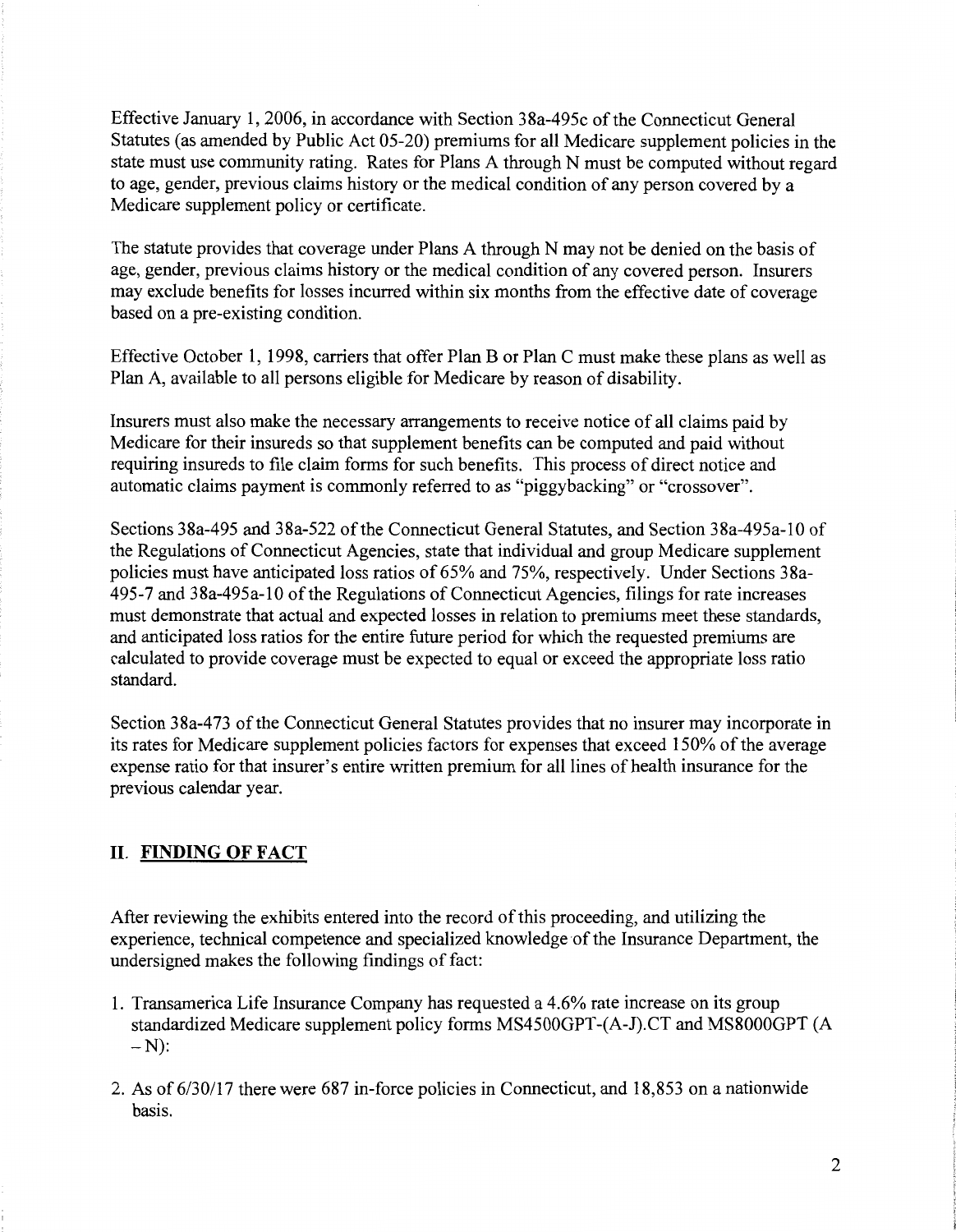Effective January 1, 2006, in accordance with Section 38a-495c of the Connecticut General Statutes (as amended by Public Act 05-20) premiums for all Medicare supplement policies in the state must use community rating. Rates for Plans A through N must be computed without regard to age, gender, previous claims history or the medical condition of any person covered by a Medicare supplement policy or certificate.

The statute provides that coverage under Plans A through N may not be denied on the basis of age, gender, previous claims history or the medical condition of any covered person. Insurers may exclude benefits for losses incurred within six months from the effective date of coverage based on a pre-existing condition.

Effective October 1, 1998, carriers that offer Plan B or Plan C must make these plans as well as Plan A, available to all persons eligible for Medicare by reason of disability.

Insurers must also make the necessary arrangements to receive notice of all claims paid by Medicare for their insureds so that supplement benefits can be computed and paid without requiring insureds to file claim forms for such benefits. This process of direct notice and automatic claims payment is commonly referred to as "piggybacking" or "crossover".

Sections 38a-495 and 38a-522 of the Connecticut General Statutes, and Section 38a-495a-10 of the Regulations of Connecticut Agencies, state that individual and group Medicare supplement policies must have anticipated loss ratios of 65% and 75%, respectively. Under Sections 38a-495-7 and 38a-495a-10 of the Regulations of Connecticut Agencies, filings for rate increases must demonstrate that actual and expected losses in relation to premiums meet these standards, and anticipated loss ratios for the entire future period for which the requested premiums are calculated to provide coverage must be expected to equal or exceed the appropriate loss ratio standard.

Section 38a-473 of the Connecticut General Statutes provides that no insurer may incorporate in its rates for Medicare supplement policies factors for expenses that exceed 150% of the average expense ratio for that insurer's entire written premium for all lines of health insurance for the previous calendar year.

## II. FINDING OF FACT

After reviewing the exhibits entered into the record of this proceeding, and utilizing the experience, technical competence and specialized knowledge of the Insurance Department, the undersigned makes the following findings of fact:

1. Transamerica Life Insurance Company has requested a 4.6% rate increase on its group standardized Medicare supplement policy forms MS4500GPT-(A-J).CT and MS8000GPT (A – N):
2. As of 6/30/17 there were 687 in-force policies in Connecticut, and 18,853 on a nationwide basis.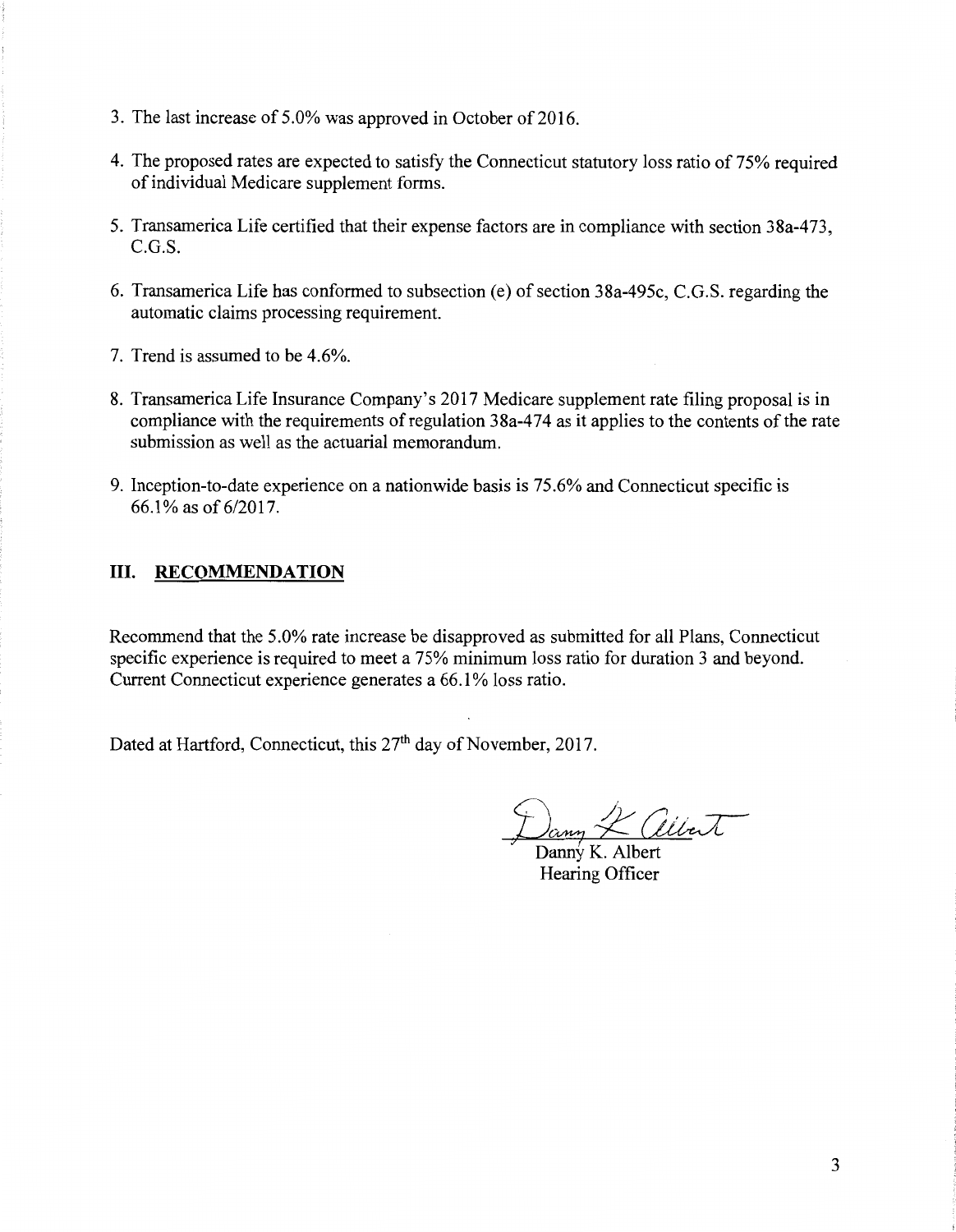3. The last increase of 5.0% was approved in October of 2016.

4. The proposed rates are expected to satisfy the Connecticut statutory loss ratio of 75% required of individual Medicare supplement forms.

5. Transamerica Life certified that their expense factors are in compliance with section 38a-473, C.G.S.

6. Transamerica Life has conformed to subsection (e) of section 38a-495c, C.G.S. regarding the automatic claims processing requirement.

7. Trend is assumed to be 4.6%.

8. Transamerica Life Insurance Company's 2017 Medicare supplement rate filing proposal is in compliance with the requirements of regulation 38a-474 as it applies to the contents of the rate submission as well as the actuarial memorandum.

9. Inception-to-date experience on a nationwide basis is 75.6% and Connecticut specific is 66.1% as of 6/2017.

## III. **RECOMMENDATION**

Recommend that the 5.0% rate increase be disapproved as submitted for all Plans, Connecticut specific experience is required to meet a 75% minimum loss ratio for duration 3 and beyond. Current Connecticut experience generates a 66.1% loss ratio.

Dated at Hartford, Connecticut, this 27th day of November, 2017.

Danny K. Albert
Hearing Officer